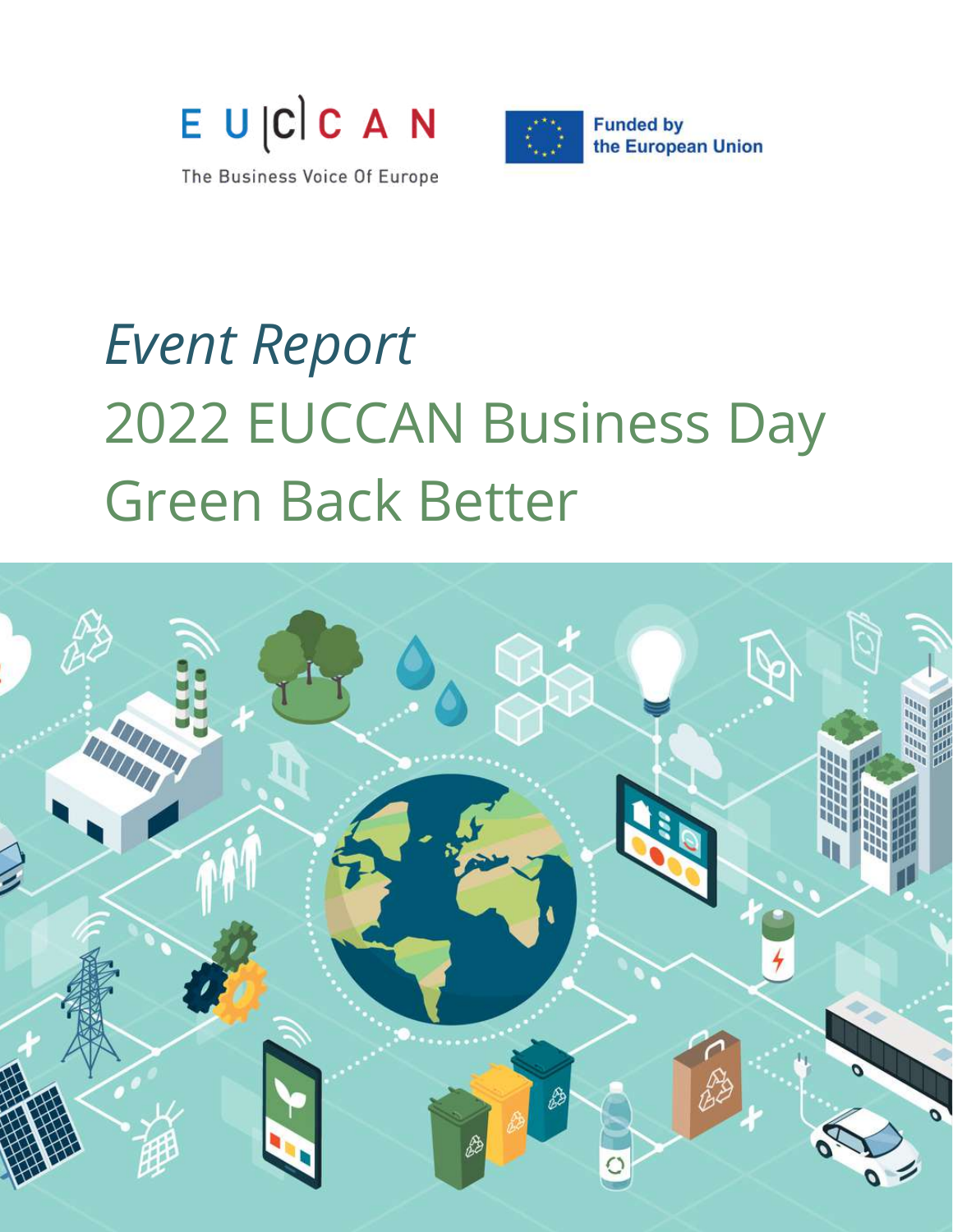EUCCAN

The Business Voice Of Europe

Funded by the European Union

*Event Report*

# 2022 EUCCAN Business Day Green Back Better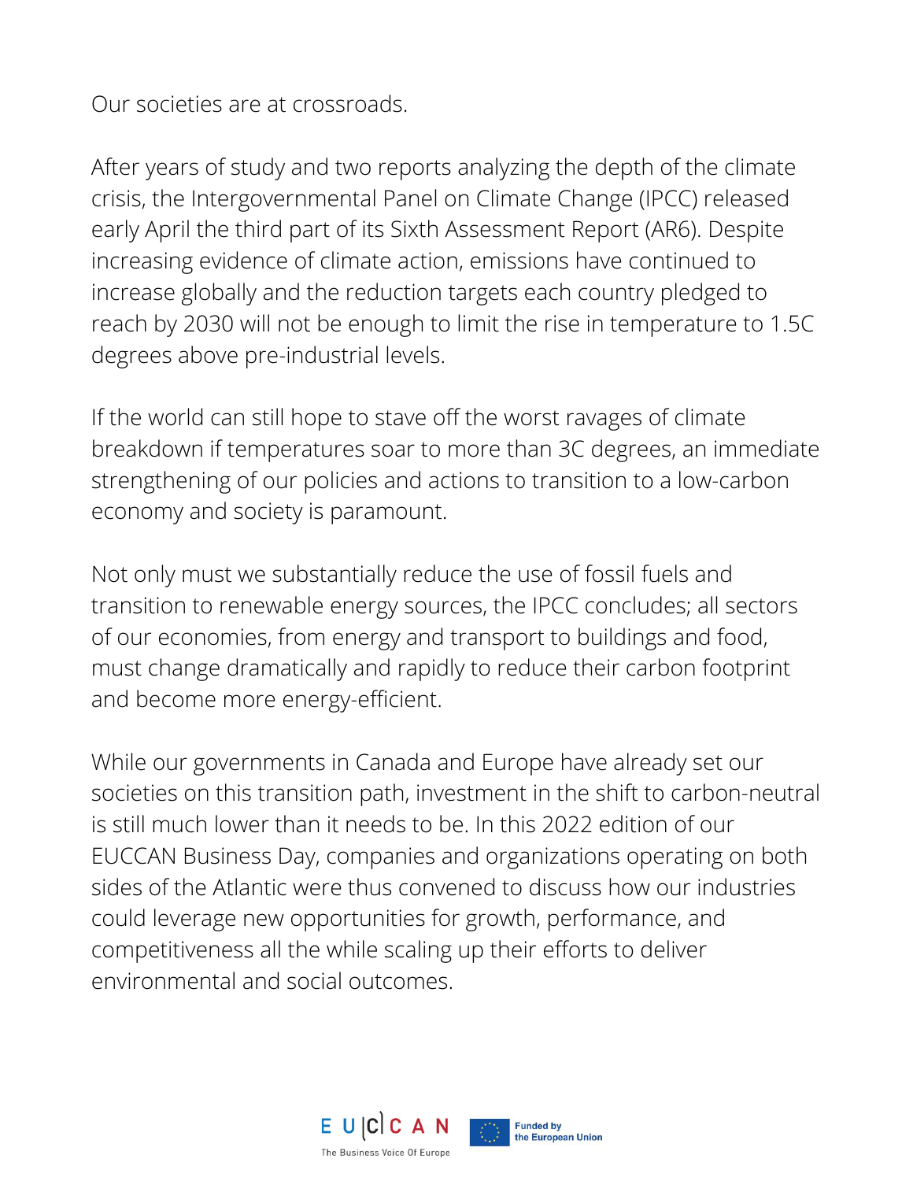Our societies are at crossroads.

After years of study and two reports analyzing the depth of the climate crisis, the Intergovernmental Panel on Climate Change (IPCC) released early April the third part of its Sixth Assessment Report (AR6). Despite increasing evidence of climate action, emissions have continued to increase globally and the reduction targets each country pledged to reach by 2030 will not be enough to limit the rise in temperature to 1.5C degrees above pre-industrial levels.

If the world can still hope to stave off the worst ravages of climate breakdown if temperatures soar to more than 3C degrees, an immediate strengthening of our policies and actions to transition to a low-carbon economy and society is paramount.

Not only must we substantially reduce the use of fossil fuels and transition to renewable energy sources, the IPCC concludes; all sectors of our economies, from energy and transport to buildings and food, must change dramatically and rapidly to reduce their carbon footprint and become more energy-efficient.

While our governments in Canada and Europe have already set our societies on this transition path, investment in the shift to carbon-neutral is still much lower than it needs to be. In this 2022 edition of our EUCCAN Business Day, companies and organizations operating on both sides of the Atlantic were thus convened to discuss how our industries could leverage new opportunities for growth, performance, and competitiveness all the while scaling up their efforts to deliver environmental and social outcomes.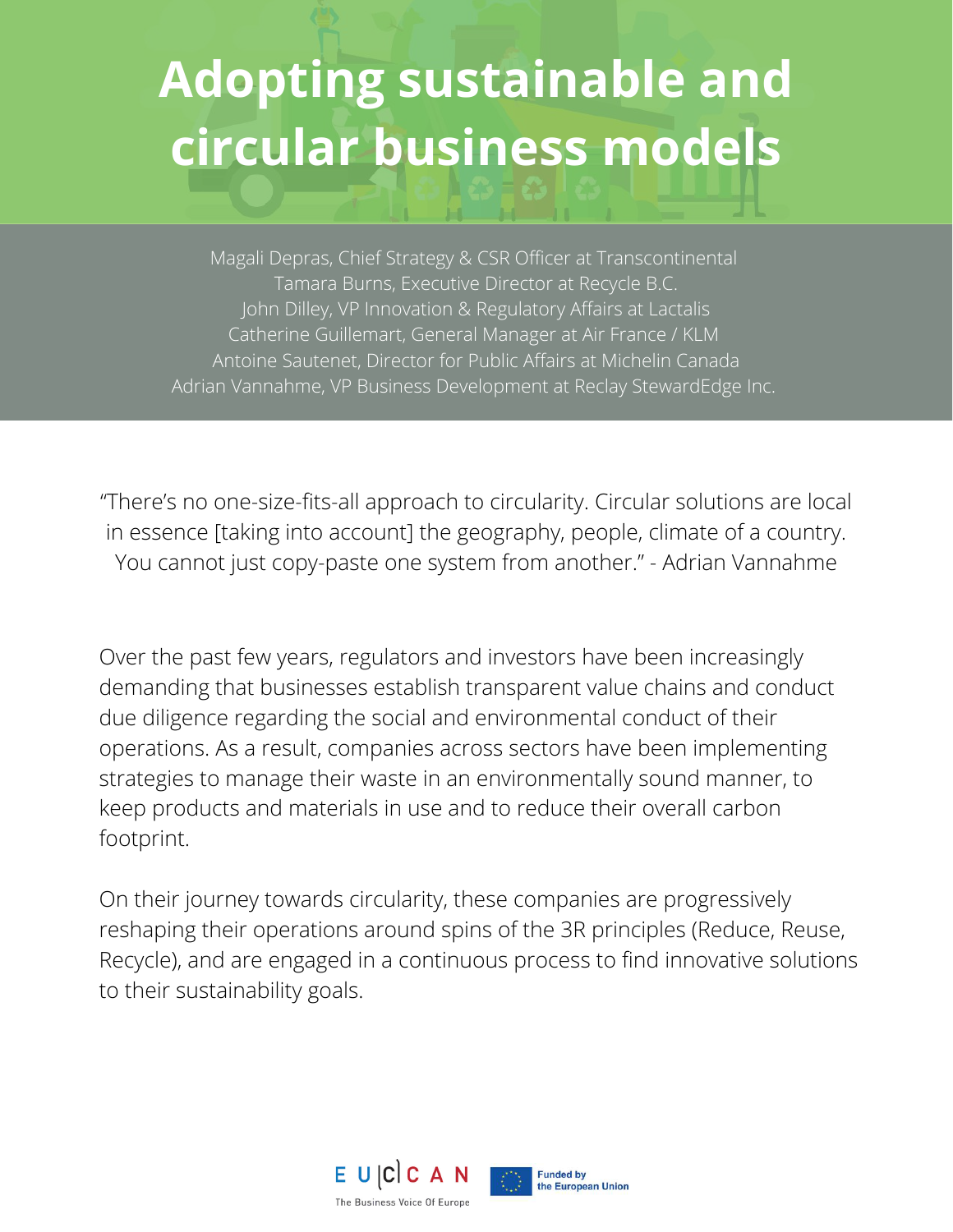# Adopting sustainable and circular business models

Magali Depras, Chief Strategy & CSR Officer at Transcontinental
Tamara Burns, Executive Director at Recycle B.C.
John Dilley, VP Innovation & Regulatory Affairs at Lactalis
Catherine Guillemart, General Manager at Air France / KLM
Antoine Sautenet, Director for Public Affairs at Michelin Canada
Adrian Vannahme, VP Business Development at Reclay StewardEdge Inc.

"There's no one-size-fits-all approach to circularity. Circular solutions are local in essence [taking into account] the geography, people, climate of a country. You cannot just copy-paste one system from another." - Adrian Vannahme

Over the past few years, regulators and investors have been increasingly demanding that businesses establish transparent value chains and conduct due diligence regarding the social and environmental conduct of their operations. As a result, companies across sectors have been implementing strategies to manage their waste in an environmentally sound manner, to keep products and materials in use and to reduce their overall carbon footprint.

On their journey towards circularity, these companies are progressively reshaping their operations around spins of the 3R principles (Reduce, Reuse, Recycle), and are engaged in a continuous process to find innovative solutions to their sustainability goals.

EU|C|CAN The Business Voice Of Europe

Funded by the European Union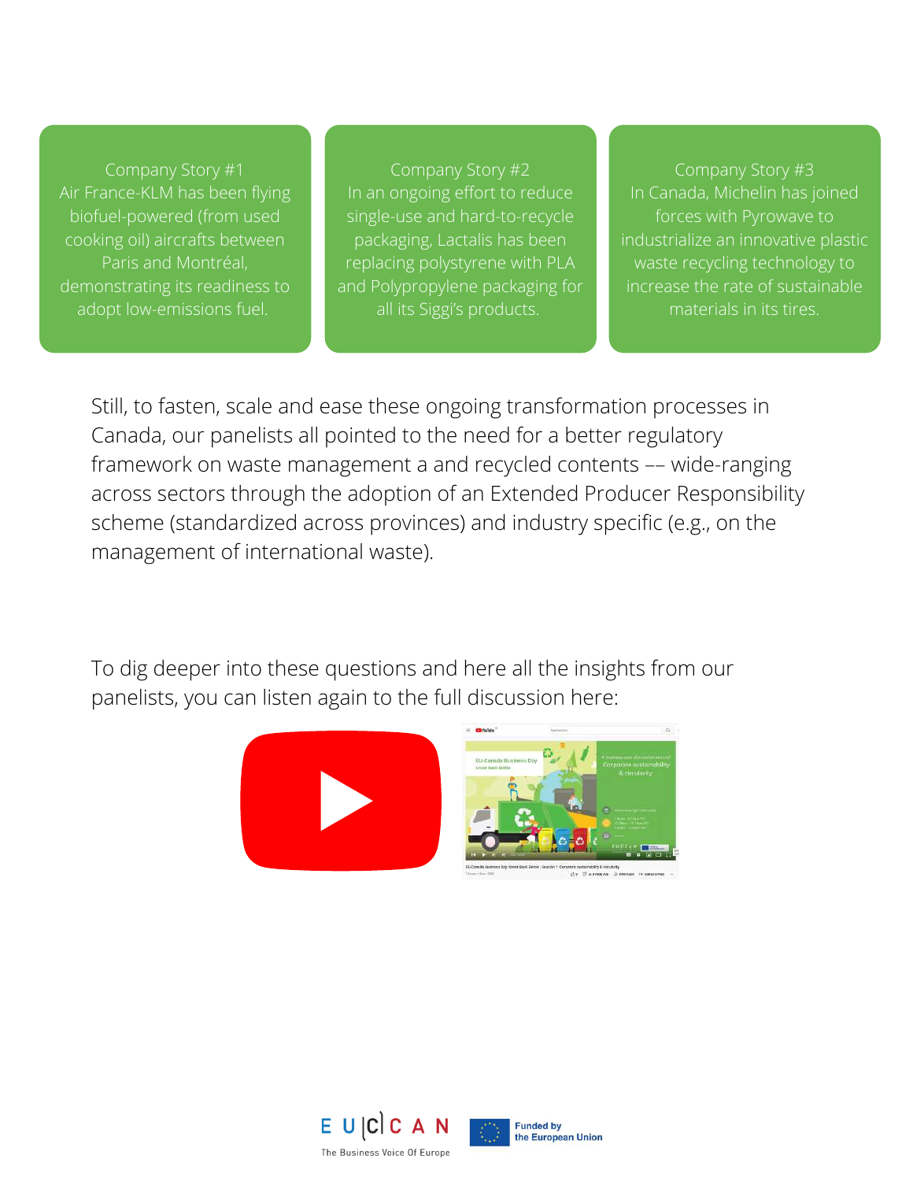Company Story #1
Air France-KLM has been flying biofuel-powered (from used cooking oil) aircrafts between Paris and Montréal, demonstrating its readiness to adopt low-emissions fuel.

Company Story #2
In an ongoing effort to reduce single-use and hard-to-recycle packaging, Lactalis has been replacing polystyrene with PLA and Polypropylene packaging for all its Siggi's products.

Company Story #3
In Canada, Michelin has joined forces with Pyrowave to industrialize an innovative plastic waste recycling technology to increase the rate of sustainable materials in its tires.

Still, to fasten, scale and ease these ongoing transformation processes in Canada, our panelists all pointed to the need for a better regulatory framework on waste management a and recycled contents –– wide-ranging across sectors through the adoption of an Extended Producer Responsibility scheme (standardized across provinces) and industry specific (e.g., on the management of international waste).

To dig deeper into these questions and here all the insights from our panelists, you can listen again to the full discussion here:

EU|C|CAN The Business Voice Of Europe

Funded by the European Union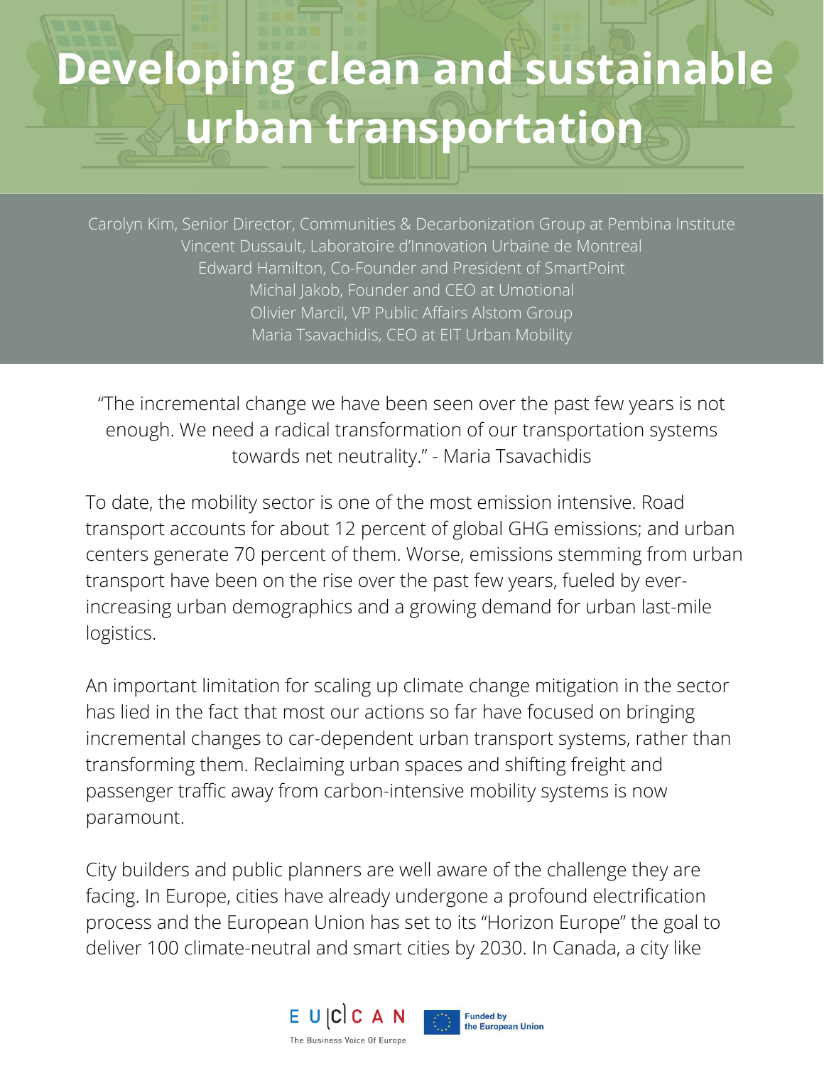# Developing clean and sustainable urban transportation

Carolyn Kim, Senior Director, Communities & Decarbonization Group at Pembina Institute
Vincent Dussault, Laboratoire d'Innovation Urbaine de Montreal
Edward Hamilton, Co-Founder and President of SmartPoint
Michal Jakob, Founder and CEO at Umotional
Olivier Marcil, VP Public Affairs Alstom Group
Maria Tsavachidis, CEO at EIT Urban Mobility

"The incremental change we have been seen over the past few years is not enough. We need a radical transformation of our transportation systems towards net neutrality." - Maria Tsavachidis

To date, the mobility sector is one of the most emission intensive. Road transport accounts for about 12 percent of global GHG emissions; and urban centers generate 70 percent of them. Worse, emissions stemming from urban transport have been on the rise over the past few years, fueled by ever-increasing urban demographics and a growing demand for urban last-mile logistics.

An important limitation for scaling up climate change mitigation in the sector has lied in the fact that most our actions so far have focused on bringing incremental changes to car-dependent urban transport systems, rather than transforming them. Reclaiming urban spaces and shifting freight and passenger traffic away from carbon-intensive mobility systems is now paramount.

City builders and public planners are well aware of the challenge they are facing. In Europe, cities have already undergone a profound electrification process and the European Union has set to its "Horizon Europe" the goal to deliver 100 climate-neutral and smart cities by 2030. In Canada, a city like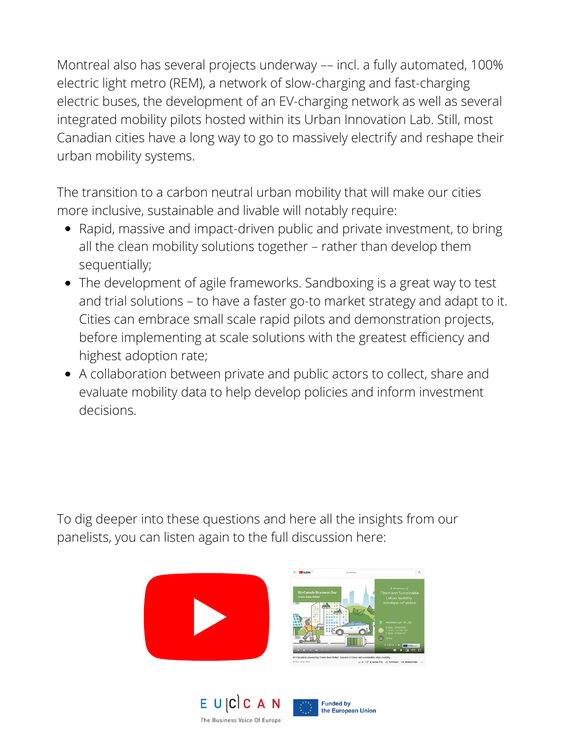Montreal also has several projects underway –– incl. a fully automated, 100% electric light metro (REM), a network of slow-charging and fast-charging electric buses, the development of an EV-charging network as well as several integrated mobility pilots hosted within its Urban Innovation Lab. Still, most Canadian cities have a long way to go to massively electrify and reshape their urban mobility systems.

The transition to a carbon neutral urban mobility that will make our cities more inclusive, sustainable and livable will notably require:

- Rapid, massive and impact-driven public and private investment, to bring all the clean mobility solutions together – rather than develop them sequentially;
- The development of agile frameworks. Sandboxing is a great way to test and trial solutions – to have a faster go-to market strategy and adapt to it. Cities can embrace small scale rapid pilots and demonstration projects, before implementing at scale solutions with the greatest efficiency and highest adoption rate;
- A collaboration between private and public actors to collect, share and evaluate mobility data to help develop policies and inform investment decisions.

To dig deeper into these questions and here all the insights from our panelists, you can listen again to the full discussion here: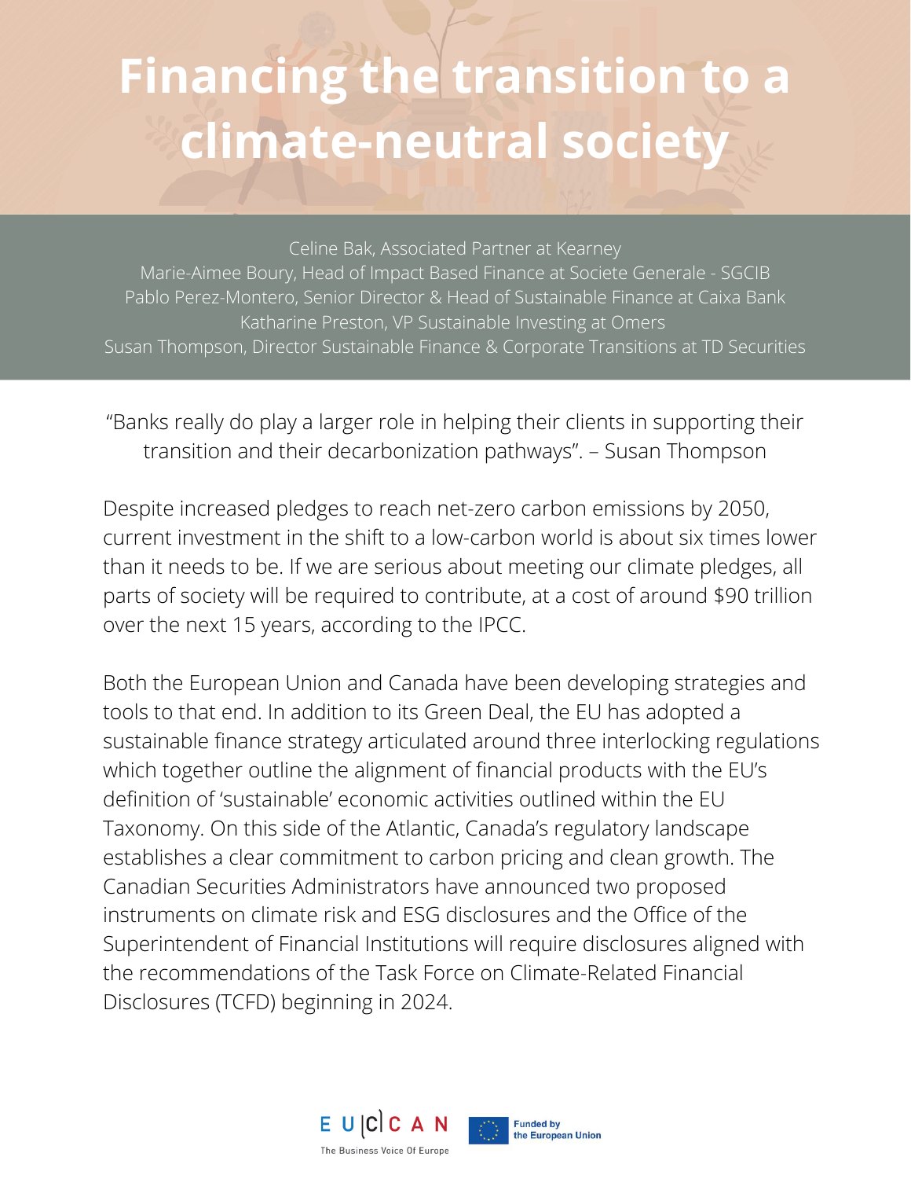# Financing the transition to a climate-neutral society

Celine Bak, Associated Partner at Kearney
Marie-Aimee Boury, Head of Impact Based Finance at Societe Generale - SGCIB
Pablo Perez-Montero, Senior Director & Head of Sustainable Finance at Caixa Bank
Katharine Preston, VP Sustainable Investing at Omers
Susan Thompson, Director Sustainable Finance & Corporate Transitions at TD Securities

"Banks really do play a larger role in helping their clients in supporting their transition and their decarbonization pathways". – Susan Thompson

Despite increased pledges to reach net-zero carbon emissions by 2050, current investment in the shift to a low-carbon world is about six times lower than it needs to be. If we are serious about meeting our climate pledges, all parts of society will be required to contribute, at a cost of around $90 trillion over the next 15 years, according to the IPCC.

Both the European Union and Canada have been developing strategies and tools to that end. In addition to its Green Deal, the EU has adopted a sustainable finance strategy articulated around three interlocking regulations which together outline the alignment of financial products with the EU's definition of 'sustainable' economic activities outlined within the EU Taxonomy. On this side of the Atlantic, Canada's regulatory landscape establishes a clear commitment to carbon pricing and clean growth. The Canadian Securities Administrators have announced two proposed instruments on climate risk and ESG disclosures and the Office of the Superintendent of Financial Institutions will require disclosures aligned with the recommendations of the Task Force on Climate-Related Financial Disclosures (TCFD) beginning in 2024.

EU|C|CAN The Business Voice Of Europe — Funded by the European Union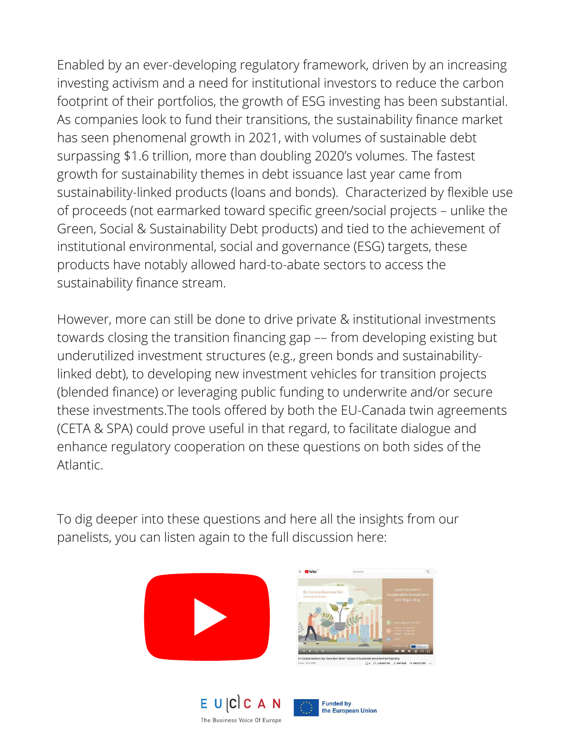Enabled by an ever-developing regulatory framework, driven by an increasing investing activism and a need for institutional investors to reduce the carbon footprint of their portfolios, the growth of ESG investing has been substantial. As companies look to fund their transitions, the sustainability finance market has seen phenomenal growth in 2021, with volumes of sustainable debt surpassing $1.6 trillion, more than doubling 2020's volumes. The fastest growth for sustainability themes in debt issuance last year came from sustainability-linked products (loans and bonds). Characterized by flexible use of proceeds (not earmarked toward specific green/social projects – unlike the Green, Social & Sustainability Debt products) and tied to the achievement of institutional environmental, social and governance (ESG) targets, these products have notably allowed hard-to-abate sectors to access the sustainability finance stream.

However, more can still be done to drive private & institutional investments towards closing the transition financing gap –– from developing existing but underutilized investment structures (e.g., green bonds and sustainability-linked debt), to developing new investment vehicles for transition projects (blended finance) or leveraging public funding to underwrite and/or secure these investments.The tools offered by both the EU-Canada twin agreements (CETA & SPA) could prove useful in that regard, to facilitate dialogue and enhance regulatory cooperation on these questions on both sides of the Atlantic.

To dig deeper into these questions and here all the insights from our panelists, you can listen again to the full discussion here:

EU|C|CAN The Business Voice Of Europe

Funded by the European Union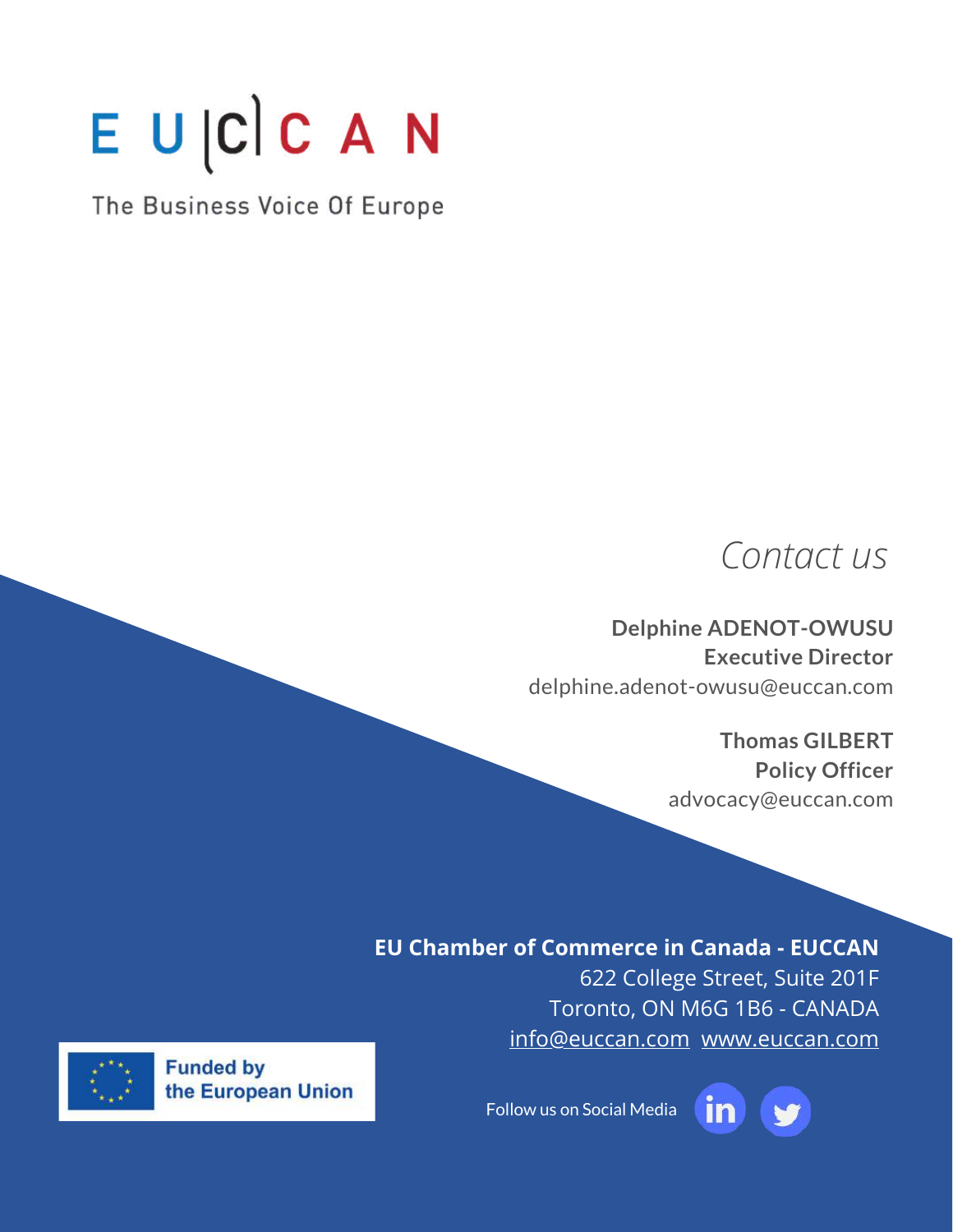EU|C|CAN

The Business Voice Of Europe

## *Contact us*

**Delphine ADENOT-OWUSU**
**Executive Director**
delphine.adenot-owusu@euccan.com

**Thomas GILBERT**
**Policy Officer**
advocacy@euccan.com

**EU Chamber of Commerce in Canada - EUCCAN**
622 College Street, Suite 201F
Toronto, ON M6G 1B6 - CANADA
info@euccan.com www.euccan.com

Funded by the European Union

Follow us on Social Media